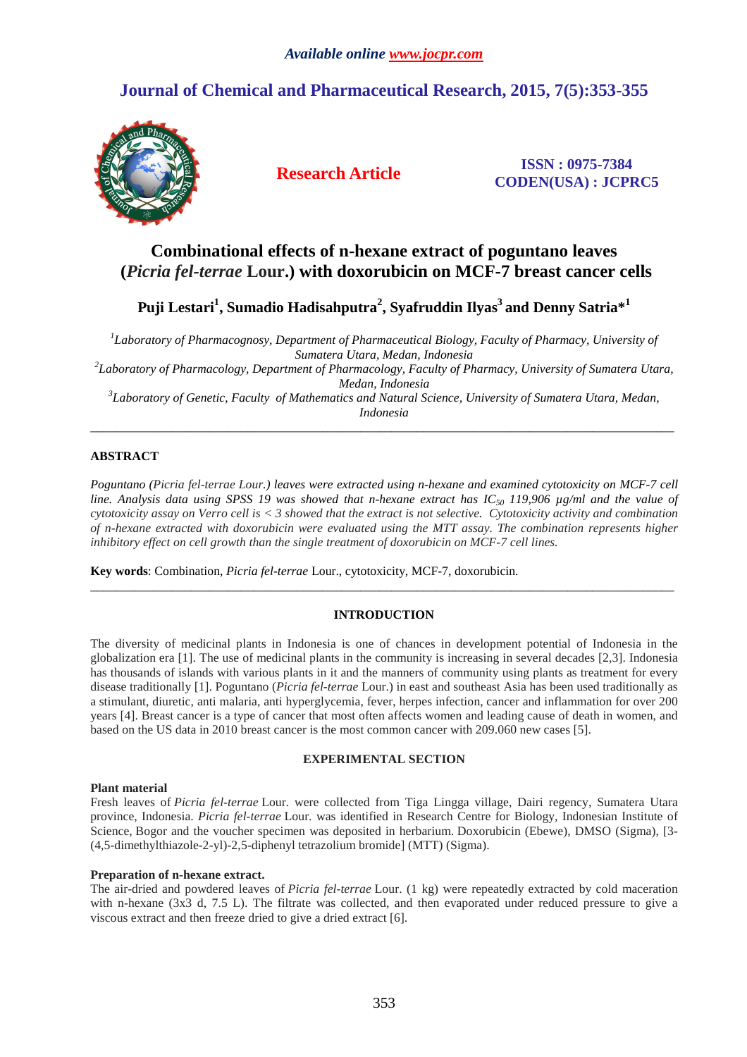Available online www.jocpr.com

# Journal of Chemical and Pharmaceutical Research, 2015, 7(5):353-355

**Research Article**

**ISSN : 0975-7384**
**CODEN(USA) : JCPRC5**

# Combinational effects of n-hexane extract of poguntano leaves (*Picria fel-terrae* Lour.) with doxorubicin on MCF-7 breast cancer cells

**Puji Lestari[1], Sumadio Hadisahputra[2], Syafruddin Ilyas[3] and Denny Satria*[1]**

*[1]Laboratory of Pharmacognosy, Department of Pharmaceutical Biology, Faculty of Pharmacy, University of Sumatera Utara, Medan, Indonesia*
*[2]Laboratory of Pharmacology, Department of Pharmacology, Faculty of Pharmacy, University of Sumatera Utara, Medan, Indonesia*
*[3]Laboratory of Genetic, Faculty of Mathematics and Natural Science, University of Sumatera Utara, Medan, Indonesia*

---

## ABSTRACT

*Poguntano (Picria fel-terrae Lour.) leaves were extracted using n-hexane and examined cytotoxicity on MCF-7 cell line. Analysis data using SPSS 19 was showed that n-hexane extract has $IC_{50}$ 119,906 µg/ml and the value of cytotoxicity assay on Verro cell is < 3 showed that the extract is not selective. Cytotoxicity activity and combination of n-hexane extracted with doxorubicin were evaluated using the MTT assay. The combination represents higher inhibitory effect on cell growth than the single treatment of doxorubicin on MCF-7 cell lines.*

**Key words**: Combination, *Picria fel-terrae* Lour., cytotoxicity, MCF-7, doxorubicin.

---

## INTRODUCTION

The diversity of medicinal plants in Indonesia is one of chances in development potential of Indonesia in the globalization era [1]. The use of medicinal plants in the community is increasing in several decades [2,3]. Indonesia has thousands of islands with various plants in it and the manners of community using plants as treatment for every disease traditionally [1]. Poguntano (*Picria fel-terrae* Lour.) in east and southeast Asia has been used traditionally as a stimulant, diuretic, anti malaria, anti hyperglycemia, fever, herpes infection, cancer and inflammation for over 200 years [4]. Breast cancer is a type of cancer that most often affects women and leading cause of death in women, and based on the US data in 2010 breast cancer is the most common cancer with 209.060 new cases [5].

## EXPERIMENTAL SECTION

### Plant material

Fresh leaves of *Picria fel-terrae* Lour. were collected from Tiga Lingga village, Dairi regency, Sumatera Utara province, Indonesia. *Picria fel-terrae* Lour. was identified in Research Centre for Biology, Indonesian Institute of Science, Bogor and the voucher specimen was deposited in herbarium. Doxorubicin (Ebewe), DMSO (Sigma), [3-(4,5-dimethylthiazole-2-yl)-2,5-diphenyl tetrazolium bromide] (MTT) (Sigma).

### Preparation of n-hexane extract.

The air-dried and powdered leaves of *Picria fel-terrae* Lour. (1 kg) were repeatedly extracted by cold maceration with n-hexane (3x3 d, 7.5 L). The filtrate was collected, and then evaporated under reduced pressure to give a viscous extract and then freeze dried to give a dried extract [6].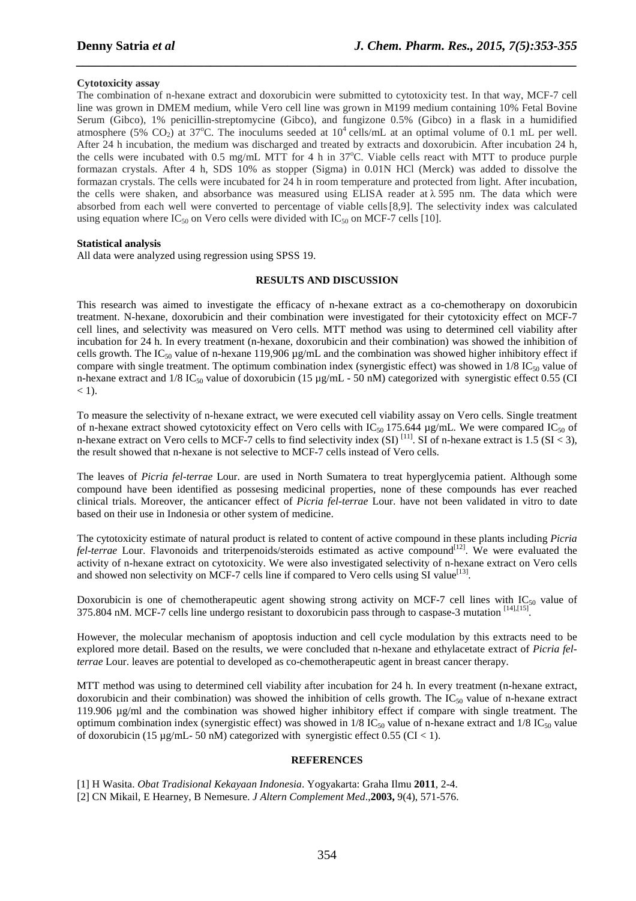**Cytotoxicity assay**

The combination of n-hexane extract and doxorubicin were submitted to cytotoxicity test. In that way, MCF-7 cell line was grown in DMEM medium, while Vero cell line was grown in M199 medium containing 10% Fetal Bovine Serum (Gibco), 1% penicillin-streptomycine (Gibco), and fungizone 0.5% (Gibco) in a flask in a humidified atmosphere (5% $CO_2$) at 37°C. The inoculums seeded at $10^4$ cells/mL at an optimal volume of 0.1 mL per well. After 24 h incubation, the medium was discharged and treated by extracts and doxorubicin. After incubation 24 h, the cells were incubated with 0.5 mg/mL MTT for 4 h in 37°C. Viable cells react with MTT to produce purple formazan crystals. After 4 h, SDS 10% as stopper (Sigma) in 0.01N HCl (Merck) was added to dissolve the formazan crystals. The cells were incubated for 24 h in room temperature and protected from light. After incubation, the cells were shaken, and absorbance was measured using ELISA reader at λ 595 nm. The data which were absorbed from each well were converted to percentage of viable cells [8,9]. The selectivity index was calculated using equation where $IC_{50}$ on Vero cells were divided with $IC_{50}$ on MCF-7 cells [10].

**Statistical analysis**

All data were analyzed using regression using SPSS 19.

## RESULTS AND DISCUSSION

This research was aimed to investigate the efficacy of n-hexane extract as a co-chemotherapy on doxorubicin treatment. N-hexane, doxorubicin and their combination were investigated for their cytotoxicity effect on MCF-7 cell lines, and selectivity was measured on Vero cells. MTT method was using to determined cell viability after incubation for 24 h. In every treatment (n-hexane, doxorubicin and their combination) was showed the inhibition of cells growth. The $IC_{50}$ value of n-hexane 119,906 µg/mL and the combination was showed higher inhibitory effect if compare with single treatment. The optimum combination index (synergistic effect) was showed in 1/8 $IC_{50}$ value of n-hexane extract and 1/8 $IC_{50}$ value of doxorubicin (15 µg/mL - 50 nM) categorized with synergistic effect 0.55 (CI < 1).

To measure the selectivity of n-hexane extract, we were executed cell viability assay on Vero cells. Single treatment of n-hexane extract showed cytotoxicity effect on Vero cells with $IC_{50}$ 175.644 µg/mL. We were compared $IC_{50}$ of n-hexane extract on Vero cells to MCF-7 cells to find selectivity index (SI) [11]. SI of n-hexane extract is 1.5 (SI < 3), the result showed that n-hexane is not selective to MCF-7 cells instead of Vero cells.

The leaves of *Picria fel-terrae* Lour. are used in North Sumatera to treat hyperglycemia patient. Although some compound have been identified as possesing medicinal properties, none of these compounds has ever reached clinical trials. Moreover, the anticancer effect of *Picria fel-terrae* Lour. have not been validated in vitro to date based on their use in Indonesia or other system of medicine.

The cytotoxicity estimate of natural product is related to content of active compound in these plants including *Picria fel-terrae* Lour. Flavonoids and triterpenoids/steroids estimated as active compound[12]. We were evaluated the activity of n-hexane extract on cytotoxicity. We were also investigated selectivity of n-hexane extract on Vero cells and showed non selectivity on MCF-7 cells line if compared to Vero cells using SI value[13].

Doxorubicin is one of chemotherapeutic agent showing strong activity on MCF-7 cell lines with $IC_{50}$ value of 375.804 nM. MCF-7 cells line undergo resistant to doxorubicin pass through to caspase-3 mutation [14],[15].

However, the molecular mechanism of apoptosis induction and cell cycle modulation by this extracts need to be explored more detail. Based on the results, we were concluded that n-hexane and ethylacetate extract of *Picria fel-terrae* Lour. leaves are potential to developed as co-chemotherapeutic agent in breast cancer therapy.

MTT method was using to determined cell viability after incubation for 24 h. In every treatment (n-hexane extract, doxorubicin and their combination) was showed the inhibition of cells growth. The $IC_{50}$ value of n-hexane extract 119.906 µg/ml and the combination was showed higher inhibitory effect if compare with single treatment. The optimum combination index (synergistic effect) was showed in 1/8 $IC_{50}$ value of n-hexane extract and 1/8 $IC_{50}$ value of doxorubicin (15 µg/mL- 50 nM) categorized with synergistic effect 0.55 (CI < 1).

## REFERENCES

[1] H Wasita. *Obat Tradisional Kekayaan Indonesia*. Yogyakarta: Graha Ilmu **2011**, 2-4.

[2] CN Mikail, E Hearney, B Nemesure. *J Altern Complement Med*.,**2003,** 9(4), 571-576.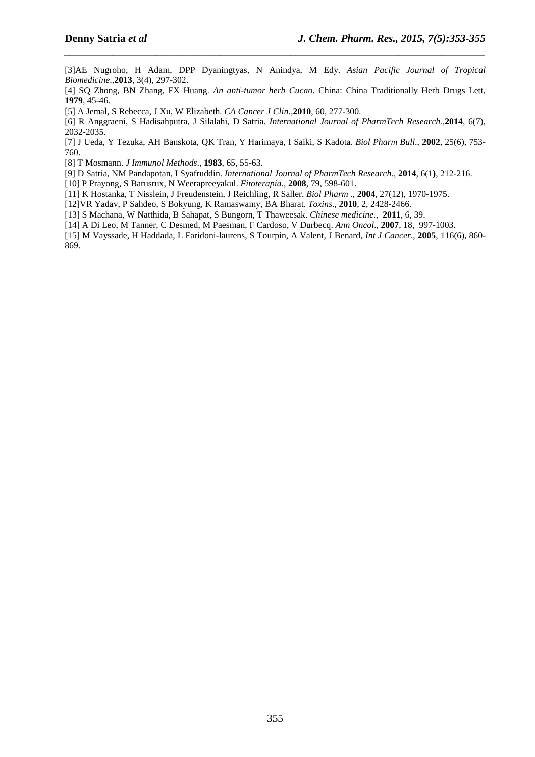[3]AE Nugroho, H Adam, DPP Dyaningtyas, N Anindya, M Edy. *Asian Pacific Journal of Tropical Biomedicine*.,**2013**, 3(4), 297-302.

[4] SQ Zhong, BN Zhang, FX Huang. *An anti-tumor herb Cucao*. China: China Traditionally Herb Drugs Lett, **1979**, 45-46.

[5] A Jemal, S Rebecca, J Xu, W Elizabeth. *CA Cancer J Clin*.,**2010**, 60, 277-300.

[6] R Anggraeni, S Hadisahputra, J Silalahi, D Satria. *International Journal of PharmTech Research.*,**2014**, 6(7), 2032-2035.

[7] J Ueda, Y Tezuka, AH Banskota, QK Tran, Y Harimaya, I Saiki, S Kadota. *Biol Pharm Bull.*, **2002**, 25(6), 753-760.

[8] T Mosmann. *J Immunol Methods*., **1983**, 65, 55-63.

[9] D Satria, NM Pandapotan, I Syafruddin. *International Journal of PharmTech Research*., **2014**, 6(1**)**, 212-216.

[10] P Prayong, S Barusrux, N Weerapreeyakul. *Fitoterapia*., **2008**, 79, 598-601.

[11] K Hostanka, T Nisslein, J Freudenstein, J Reichling, R Saller. *Biol Pharm* ., **2004**, 27(12), 1970-1975.

[12]VR Yadav, P Sahdeo, S Bokyung, K Ramaswamy, BA Bharat. *Toxins*., **2010**, 2, 2428-2466.

[13] S Machana, W Natthida, B Sahapat, S Bungorn, T Thaweesak. *Chinese medicine.*, **2011**, 6, 39.

[14] A Di Leo, M Tanner, C Desmed, M Paesman, F Cardoso, V Durbecq. *Ann Oncol*., **2007**, 18, 997-1003.

[15] M Vayssade, H Haddada, L Faridoni-laurens, S Tourpin, A Valent, J Benard, *Int J Cancer*., **2005**, 116(6), 860-869.